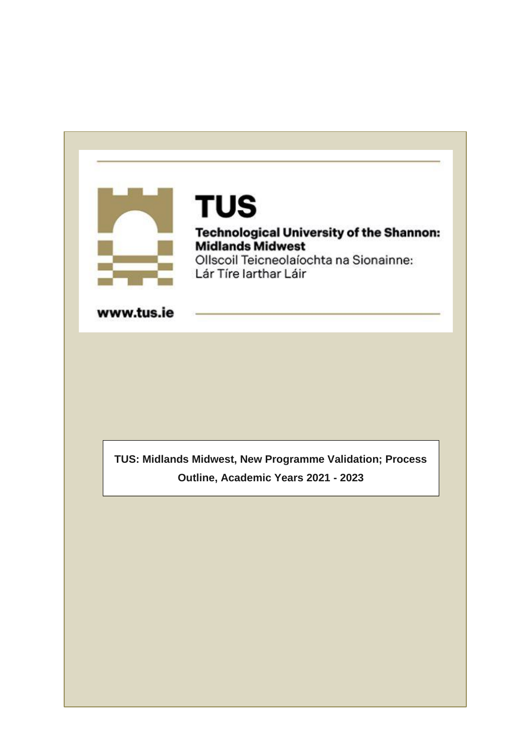**TUS**

**Technological University of the Shannon: Midlands Midwest**

Ollscoil Teicneolaíochta na Sionainne: Lár Tíre Iarthar Láir

**www.tus.ie**

# TUS: Midlands Midwest, New Programme Validation; Process Outline, Academic Years 2021 - 2023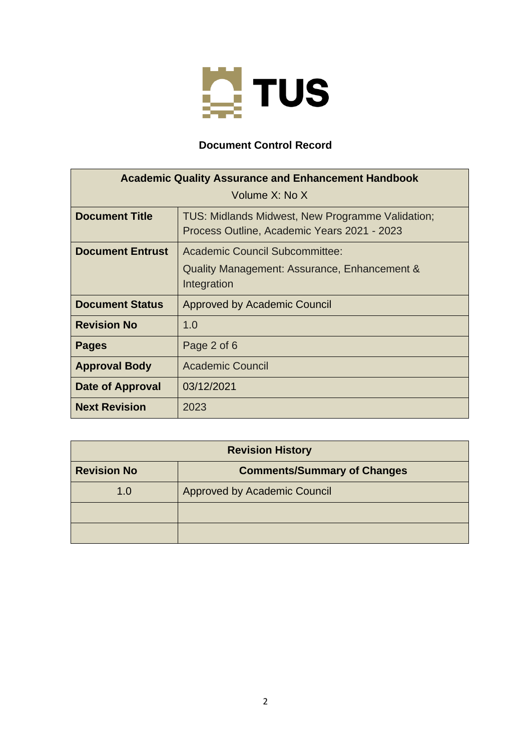TUS

## Document Control Record

| Academic Quality Assurance and Enhancement Handbook<br>Volume X: No X | |
|---|---|
| **Document Title** | TUS: Midlands Midwest, New Programme Validation; Process Outline, Academic Years 2021 - 2023 |
| **Document Entrust** | Academic Council Subcommittee:<br>Quality Management: Assurance, Enhancement & Integration |
| **Document Status** | Approved by Academic Council |
| **Revision No** | 1.0 |
| **Pages** | Page 2 of 6 |
| **Approval Body** | Academic Council |
| **Date of Approval** | 03/12/2021 |
| **Next Revision** | 2023 |

| Revision History | |
|---|---|
| **Revision No** | **Comments/Summary of Changes** |
| 1.0 | Approved by Academic Council |
| | |
| | |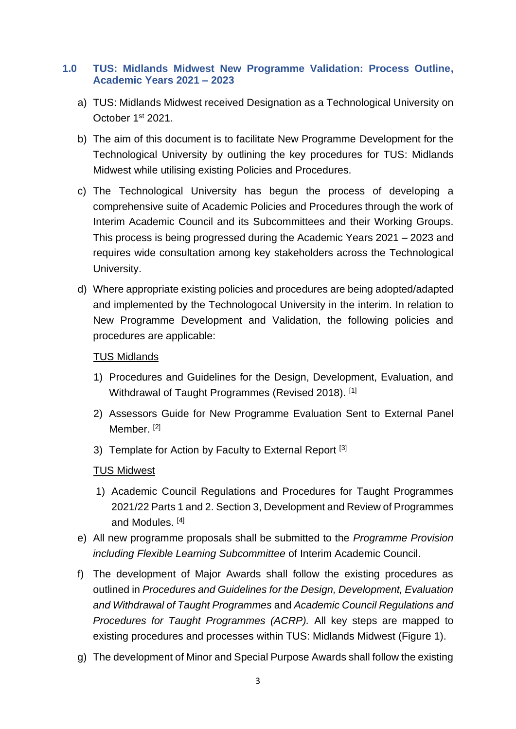## 1.0 TUS: Midlands Midwest New Programme Validation: Process Outline, Academic Years 2021 – 2023

a) TUS: Midlands Midwest received Designation as a Technological University on October 1st 2021.

b) The aim of this document is to facilitate New Programme Development for the Technological University by outlining the key procedures for TUS: Midlands Midwest while utilising existing Policies and Procedures.

c) The Technological University has begun the process of developing a comprehensive suite of Academic Policies and Procedures through the work of Interim Academic Council and its Subcommittees and their Working Groups. This process is being progressed during the Academic Years 2021 – 2023 and requires wide consultation among key stakeholders across the Technological University.

d) Where appropriate existing policies and procedures are being adopted/adapted and implemented by the Technologocal University in the interim. In relation to New Programme Development and Validation, the following policies and procedures are applicable:

<u>TUS Midlands</u>

1) Procedures and Guidelines for the Design, Development, Evaluation, and Withdrawal of Taught Programmes (Revised 2018). [1]
2) Assessors Guide for New Programme Evaluation Sent to External Panel Member. [2]
3) Template for Action by Faculty to External Report [3]

<u>TUS Midwest</u>

1) Academic Council Regulations and Procedures for Taught Programmes 2021/22 Parts 1 and 2. Section 3, Development and Review of Programmes and Modules. [4]

e) All new programme proposals shall be submitted to the *Programme Provision including Flexible Learning Subcommittee* of Interim Academic Council.

f) The development of Major Awards shall follow the existing procedures as outlined in *Procedures and Guidelines for the Design, Development, Evaluation and Withdrawal of Taught Programmes* and *Academic Council Regulations and Procedures for Taught Programmes (ACRP).* All key steps are mapped to existing procedures and processes within TUS: Midlands Midwest (Figure 1).

g) The development of Minor and Special Purpose Awards shall follow the existing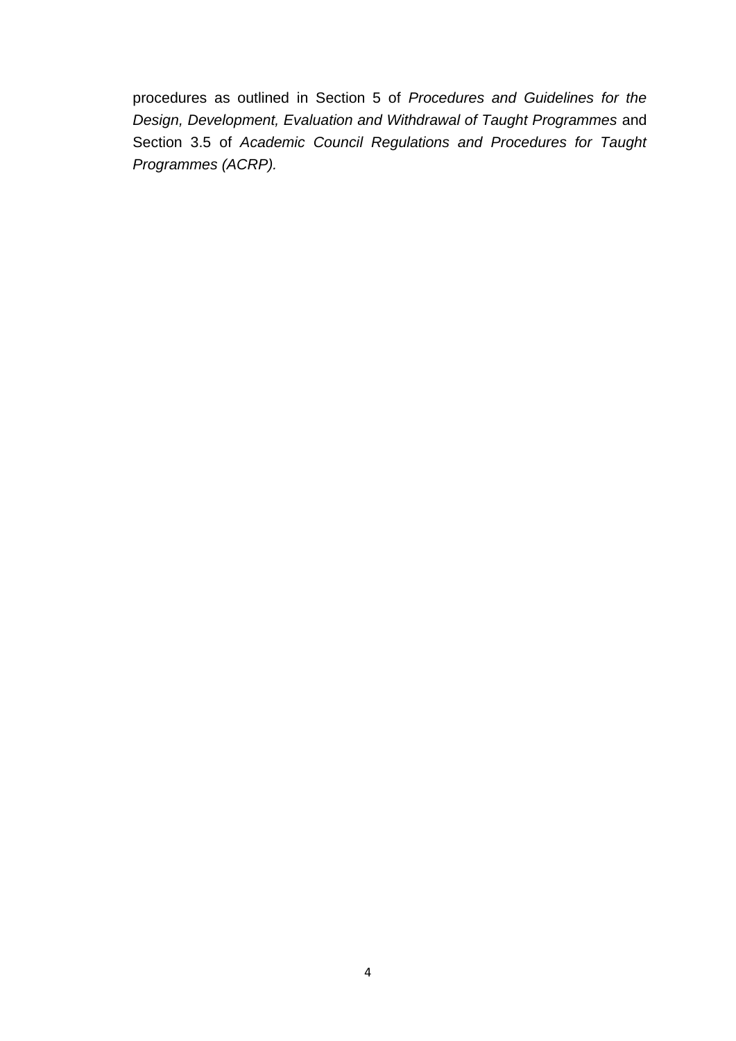procedures as outlined in Section 5 of *Procedures and Guidelines for the Design, Development, Evaluation and Withdrawal of Taught Programmes* and Section 3.5 of *Academic Council Regulations and Procedures for Taught Programmes (ACRP).*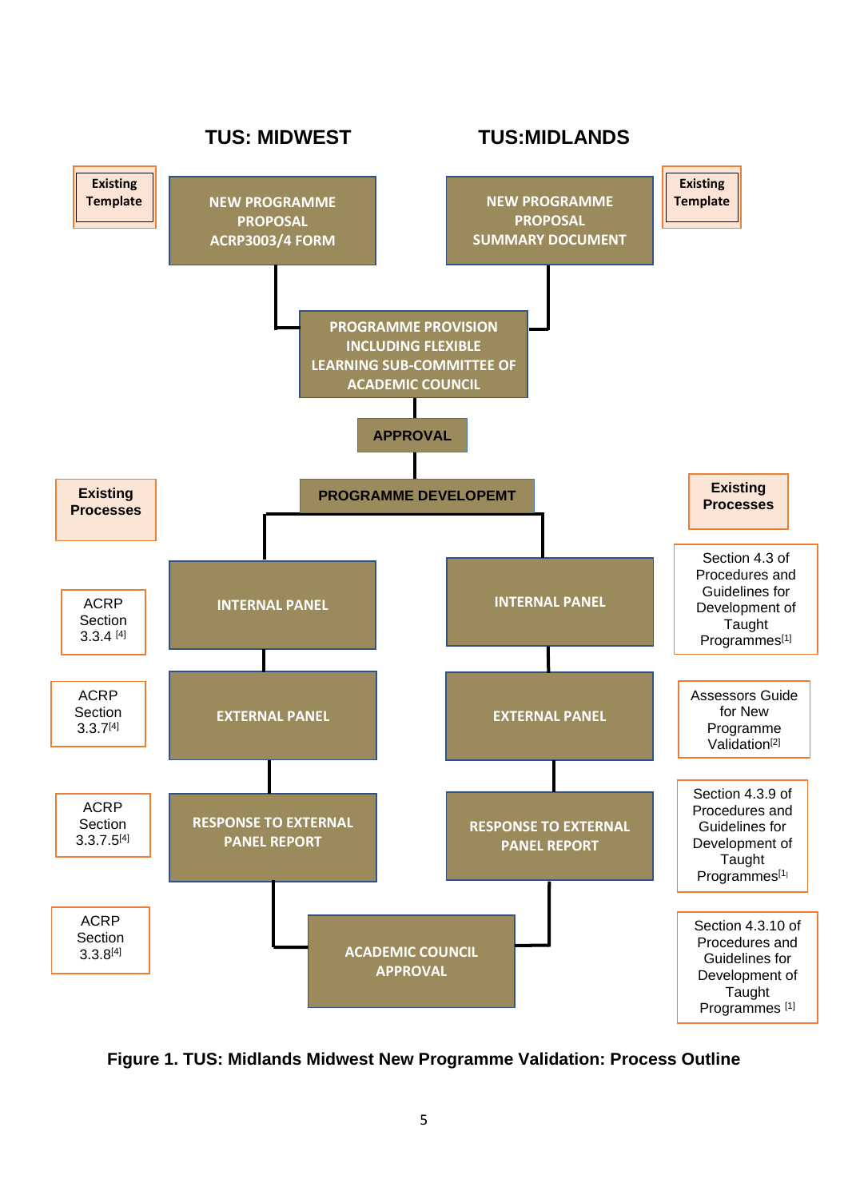**TUS: MIDWEST** | **TUS:MIDLANDS**

| Existing Processes (TUS: Midwest) | TUS: MIDWEST | TUS:MIDLANDS | Existing Processes (TUS: Midlands) |
|---|---|---|---|
| Existing Template | NEW PROGRAMME PROPOSAL ACRP3003/4 FORM | NEW PROGRAMME PROPOSAL SUMMARY DOCUMENT | Existing Template |
| | PROGRAMME PROVISION INCLUDING FLEXIBLE LEARNING SUB-COMMITTEE OF ACADEMIC COUNCIL | | |
| | APPROVAL | | |
| | PROGRAMME DEVELOPEMT | | |
| ACRP Section 3.3.4 [4] | INTERNAL PANEL | INTERNAL PANEL | Section 4.3 of Procedures and Guidelines for Development of Taught Programmes[1] |
| ACRP Section 3.3.7[4] | EXTERNAL PANEL | EXTERNAL PANEL | Assessors Guide for New Programme Validation[2] |
| ACRP Section 3.3.7.5[4] | RESPONSE TO EXTERNAL PANEL REPORT | RESPONSE TO EXTERNAL PANEL REPORT | Section 4.3.9 of Procedures and Guidelines for Development of Taught Programmes[1] |
| ACRP Section 3.3.8[4] | ACADEMIC COUNCIL APPROVAL | | Section 4.3.10 of Procedures and Guidelines for Development of Taught Programmes [1] |

**Figure 1. TUS: Midlands Midwest New Programme Validation: Process Outline**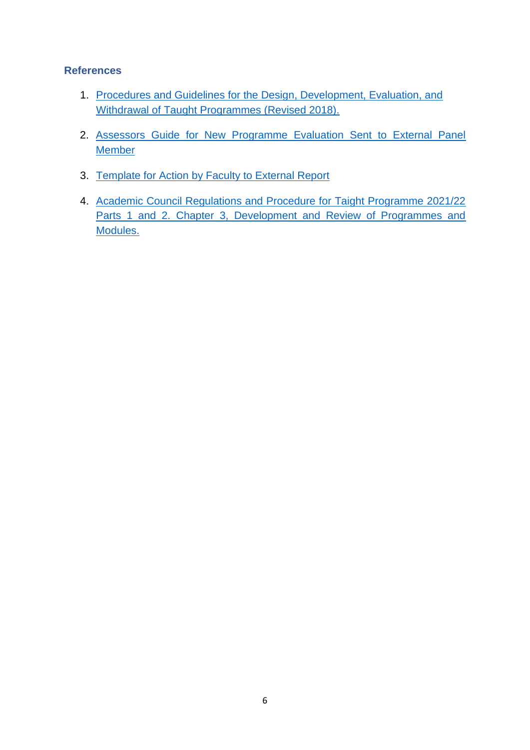## References

1. Procedures and Guidelines for the Design, Development, Evaluation, and Withdrawal of Taught Programmes (Revised 2018).

2. Assessors Guide for New Programme Evaluation Sent to External Panel Member

3. Template for Action by Faculty to External Report

4. Academic Council Regulations and Procedure for Taight Programme 2021/22 Parts 1 and 2. Chapter 3, Development and Review of Programmes and Modules.